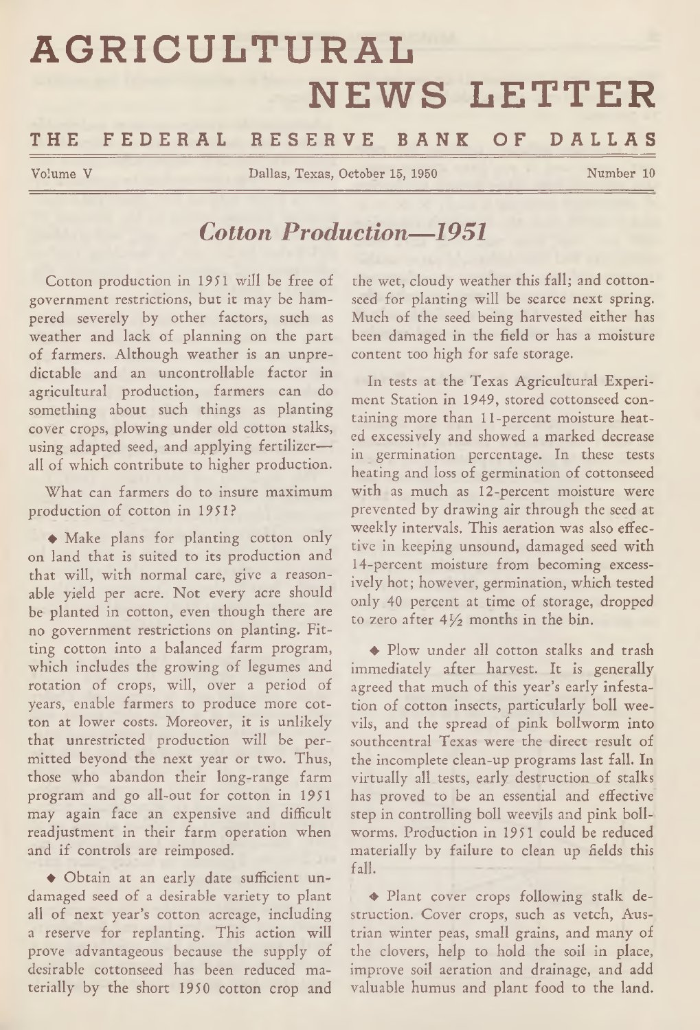# AGRICULTURAL NEWS LETTER

## THE FEDERAL RESERVE BANK OF DALLAS

Volume V — Dallas, Texas, October 15, 1950 — Number 10

## *Cotton Production—1951*

Cotton production in 1951 will be free of government restrictions, but it may be hampered severely by other factors, such as weather and lack of planning on the part of farmers. Although weather is an unpredictable and an uncontrollable factor in agricultural production, farmers can do something about such things as planting cover crops, plowing under old cotton stalks, using adapted seed, and applying fertilizer—all of which contribute to higher production.

What can farmers do to insure maximum production of cotton in 1951?

◆ Make plans for planting cotton only on land that is suited to its production and that will, with normal care, give a reasonable yield per acre. Not every acre should be planted in cotton, even though there are no government restrictions on planting. Fitting cotton into a balanced farm program, which includes the growing of legumes and rotation of crops, will, over a period of years, enable farmers to produce more cotton at lower costs. Moreover, it is unlikely that unrestricted production will be permitted beyond the next year or two. Thus, those who abandon their long-range farm program and go all-out for cotton in 1951 may again face an expensive and difficult readjustment in their farm operation when and if controls are reimposed.

◆ Obtain at an early date sufficient undamaged seed of a desirable variety to plant all of next year's cotton acreage, including a reserve for replanting. This action will prove advantageous because the supply of desirable cottonseed has been reduced materially by the short 1950 cotton crop and the wet, cloudy weather this fall; and cottonseed for planting will be scarce next spring. Much of the seed being harvested either has been damaged in the field or has a moisture content too high for safe storage.

In tests at the Texas Agricultural Experiment Station in 1949, stored cottonseed containing more than 11-percent moisture heated excessively and showed a marked decrease in germination percentage. In these tests heating and loss of germination of cottonseed with as much as 12-percent moisture were prevented by drawing air through the seed at weekly intervals. This aeration was also effective in keeping unsound, damaged seed with 14-percent moisture from becoming excessively hot; however, germination, which tested only 40 percent at time of storage, dropped to zero after 4½ months in the bin.

◆ Plow under all cotton stalks and trash immediately after harvest. It is generally agreed that much of this year's early infestation of cotton insects, particularly boll weevils, and the spread of pink bollworm into southcentral Texas were the direct result of the incomplete clean-up programs last fall. In virtually all tests, early destruction of stalks has proved to be an essential and effective step in controlling boll weevils and pink bollworms. Production in 1951 could be reduced materially by failure to clean up fields this fall.

◆ Plant cover crops following stalk destruction. Cover crops, such as vetch, Austrian winter peas, small grains, and many of the clovers, help to hold the soil in place, improve soil aeration and drainage, and add valuable humus and plant food to the land.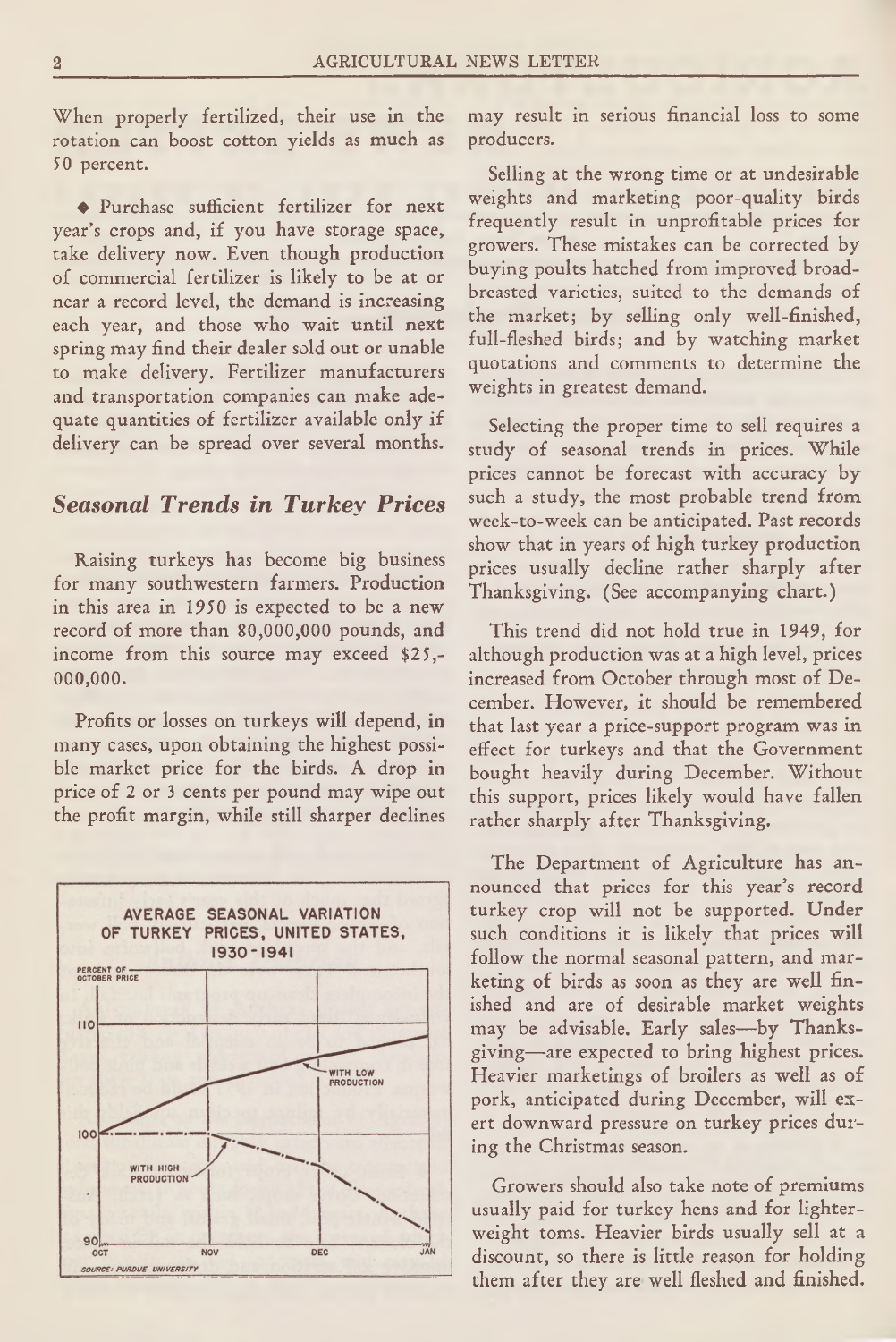When properly fertilized, their use in the rotation can boost cotton yields as much as 50 percent.

◆ Purchase sufficient fertilizer for next year's crops and, if you have storage space, take delivery now. Even though production of commercial fertilizer is likely to be at or near a record level, the demand is increasing each year, and those who wait until next spring may find their dealer sold out or unable to make delivery. Fertilizer manufacturers and transportation companies can make adequate quantities of fertilizer available only if delivery can be spread over several months.

## *Seasonal Trends in Turkey Prices*

Raising turkeys has become big business for many southwestern farmers. Production in this area in 1950 is expected to be a new record of more than 80,000,000 pounds, and income from this source may exceed $25,000,000.

Profits or losses on turkeys will depend, in many cases, upon obtaining the highest possible market price for the birds. A drop in price of 2 or 3 cents per pound may wipe out the profit margin, while still sharper declines may result in serious financial loss to some producers.

Selling at the wrong time or at undesirable weights and marketing poor-quality birds frequently result in unprofitable prices for growers. These mistakes can be corrected by buying poults hatched from improved broad-breasted varieties, suited to the demands of the market; by selling only well-finished, full-fleshed birds; and by watching market quotations and comments to determine the weights in greatest demand.

Selecting the proper time to sell requires a study of seasonal trends in prices. While prices cannot be forecast with accuracy by such a study, the most probable trend from week-to-week can be anticipated. Past records show that in years of high turkey production prices usually decline rather sharply after Thanksgiving. (See accompanying chart.)

AVERAGE SEASONAL VARIATION OF TURKEY PRICES, UNITED STATES, 1930-1941

PERCENT OF OCTOBER PRICE

WITH LOW PRODUCTION

WITH HIGH PRODUCTION

OCT NOV DEC JAN

SOURCE: PURDUE UNIVERSITY

This trend did not hold true in 1949, for although production was at a high level, prices increased from October through most of December. However, it should be remembered that last year a price-support program was in effect for turkeys and that the Government bought heavily during December. Without this support, prices likely would have fallen rather sharply after Thanksgiving.

The Department of Agriculture has announced that prices for this year's record turkey crop will not be supported. Under such conditions it is likely that prices will follow the normal seasonal pattern, and marketing of birds as soon as they are well finished and are of desirable market weights may be advisable. Early sales—by Thanksgiving—are expected to bring highest prices. Heavier marketings of broilers as well as of pork, anticipated during December, will exert downward pressure on turkey prices during the Christmas season.

Growers should also take note of premiums usually paid for turkey hens and for lighter-weight toms. Heavier birds usually sell at a discount, so there is little reason for holding them after they are well fleshed and finished.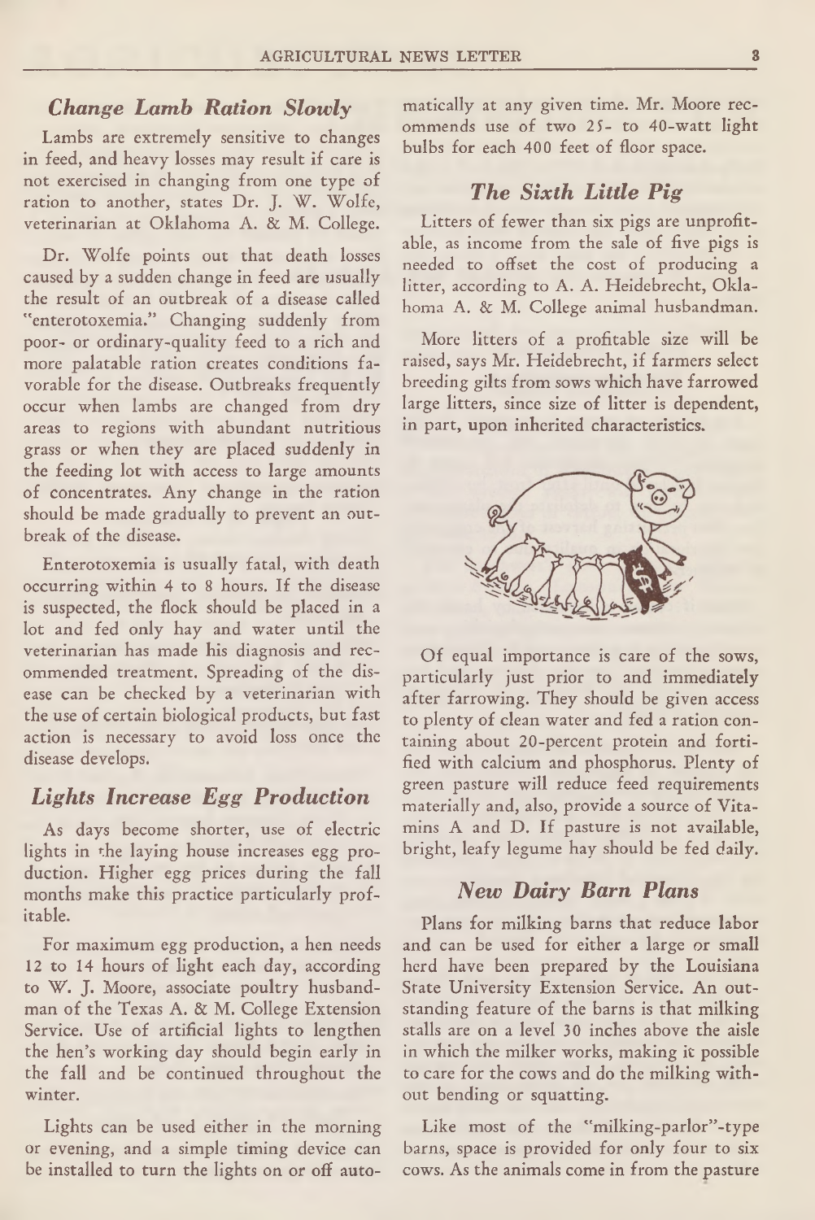### *Change Lamb Ration Slowly*

Lambs are extremely sensitive to changes in feed, and heavy losses may result if care is not exercised in changing from one type of ration to another, states Dr. J. W. Wolfe, veterinarian at Oklahoma A. & M. College.

Dr. Wolfe points out that death losses caused by a sudden change in feed are usually the result of an outbreak of a disease called "enterotoxemia." Changing suddenly from poor- or ordinary-quality feed to a rich and more palatable ration creates conditions favorable for the disease. Outbreaks frequently occur when lambs are changed from dry areas to regions with abundant nutritious grass or when they are placed suddenly in the feeding lot with access to large amounts of concentrates. Any change in the ration should be made gradually to prevent an outbreak of the disease.

Enterotoxemia is usually fatal, with death occurring within 4 to 8 hours. If the disease is suspected, the flock should be placed in a lot and fed only hay and water until the veterinarian has made his diagnosis and recommended treatment. Spreading of the disease can be checked by a veterinarian with the use of certain biological products, but fast action is necessary to avoid loss once the disease develops.

### *Lights Increase Egg Production*

As days become shorter, use of electric lights in the laying house increases egg production. Higher egg prices during the fall months make this practice particularly profitable.

For maximum egg production, a hen needs 12 to 14 hours of light each day, according to W. J. Moore, associate poultry husbandman of the Texas A. & M. College Extension Service. Use of artificial lights to lengthen the hen's working day should begin early in the fall and be continued throughout the winter.

Lights can be used either in the morning or evening, and a simple timing device can be installed to turn the lights on or off automatically at any given time. Mr. Moore recommends use of two 25- to 40-watt light bulbs for each 400 feet of floor space.

### *The Sixth Little Pig*

Litters of fewer than six pigs are unprofitable, as income from the sale of five pigs is needed to offset the cost of producing a litter, according to A. A. Heidebrecht, Oklahoma A. & M. College animal husbandman.

More litters of a profitable size will be raised, says Mr. Heidebrecht, if farmers select breeding gilts from sows which have farrowed large litters, since size of litter is dependent, in part, upon inherited characteristics.

Of equal importance is care of the sows, particularly just prior to and immediately after farrowing. They should be given access to plenty of clean water and fed a ration containing about 20-percent protein and fortified with calcium and phosphorus. Plenty of green pasture will reduce feed requirements materially and, also, provide a source of Vitamins A and D. If pasture is not available, bright, leafy legume hay should be fed daily.

### *New Dairy Barn Plans*

Plans for milking barns that reduce labor and can be used for either a large or small herd have been prepared by the Louisiana State University Extension Service. An outstanding feature of the barns is that milking stalls are on a level 30 inches above the aisle in which the milker works, making it possible to care for the cows and do the milking without bending or squatting.

Like most of the "milking-parlor"-type barns, space is provided for only four to six cows. As the animals come in from the pasture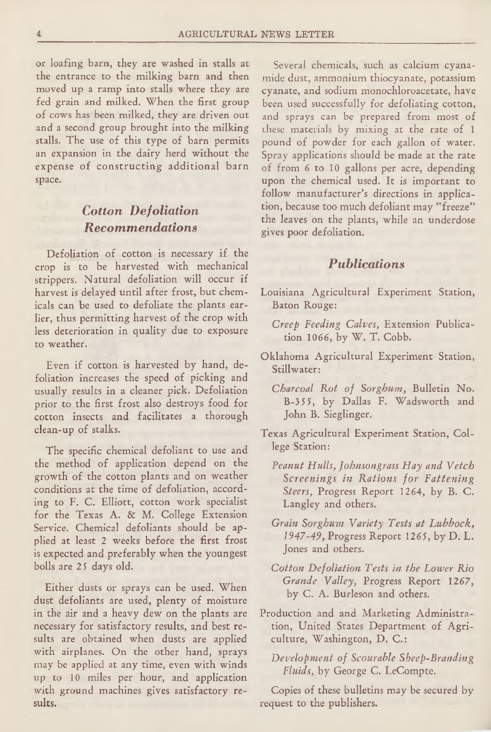or loafing barn, they are washed in stalls at the entrance to the milking barn and then moved up a ramp into stalls where they are fed grain and milked. When the first group of cows has been milked, they are driven out and a second group brought into the milking stalls. The use of this type of barn permits an expansion in the dairy herd without the expense of constructing additional barn space.

## *Cotton Defoliation Recommendations*

Defoliation of cotton is necessary if the crop is to be harvested with mechanical strippers. Natural defoliation will occur if harvest is delayed until after frost, but chemicals can be used to defoliate the plants earlier, thus permitting harvest of the crop with less deterioration in quality due to exposure to weather.

Even if cotton is harvested by hand, defoliation increases the speed of picking and usually results in a cleaner pick. Defoliation prior to the first frost also destroys food for cotton insects and facilitates a thorough clean-up of stalks.

The specific chemical defoliant to use and the method of application depend on the growth of the cotton plants and on weather conditions at the time of defoliation, according to F. C. Elliott, cotton work specialist for the Texas A. & M. College Extension Service. Chemical defoliants should be applied at least 2 weeks before the first frost is expected and preferably when the youngest bolls are 25 days old.

Either dusts or sprays can be used. When dust defoliants are used, plenty of moisture in the air and a heavy dew on the plants are necessary for satisfactory results, and best results are obtained when dusts are applied with airplanes. On the other hand, sprays may be applied at any time, even with winds up to 10 miles per hour, and application with ground machines gives satisfactory results.

Several chemicals, such as calcium cyanamide dust, ammonium thiocyanate, potassium cyanate, and sodium monochloroacetate, have been used successfully for defoliating cotton, and sprays can be prepared from most of these materials by mixing at the rate of 1 pound of powder for each gallon of water. Spray applications should be made at the rate of from 6 to 10 gallons per acre, depending upon the chemical used. It is important to follow manufacturer's directions in application, because too much defoliant may "freeze" the leaves on the plants, while an underdose gives poor defoliation.

## *Publications*

Louisiana Agricultural Experiment Station, Baton Rouge:

*Creep Feeding Calves,* Extension Publication 1066, by W. T. Cobb.

Oklahoma Agricultural Experiment Station, Stillwater:

*Charcoal Rot of Sorghum,* Bulletin No. B-355, by Dallas F. Wadsworth and John B. Sieglinger.

Texas Agricultural Experiment Station, College Station:

*Peanut Hulls, Johnsongrass Hay and Vetch Screenings in Rations for Fattening Steers,* Progress Report 1264, by B. C. Langley and others.

*Grain Sorghum Variety Tests at Lubbock, 1947-49,* Progress Report 1265, by D. L. Jones and others.

*Cotton Defoliation Tests in the Lower Rio Grande Valley,* Progress Report 1267, by C. A. Burleson and others.

Production and and Marketing Administration, United States Department of Agriculture, Washington, D. C.:

*Development of Scourable Sheep-Branding Fluids,* by George C. LeCompte.

Copies of these bulletins may be secured by request to the publishers.